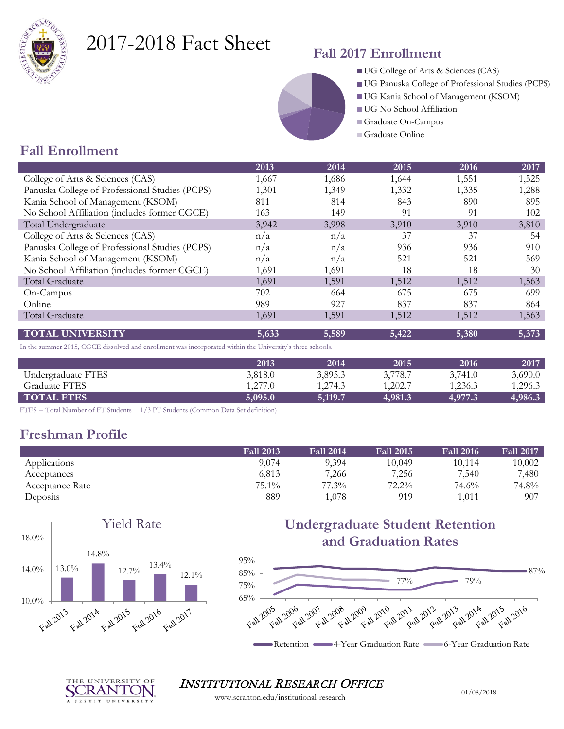# 2017-2018 Fact Sheet

## Fall 2017 Enrollment

- UG College of Arts & Sciences (CAS)
- UG Panuska College of Professional Studies (PCPS)
- UG Kania School of Management (KSOM)
- UG No School Affiliation
- Graduate On-Campus
- Graduate Online

## Fall Enrollment

| | 2013 | 2014 | 2015 | 2016 | 2017 |
|---|---|---|---|---|---|
| College of Arts & Sciences (CAS) | 1,667 | 1,686 | 1,644 | 1,551 | 1,525 |
| Panuska College of Professional Studies (PCPS) | 1,301 | 1,349 | 1,332 | 1,335 | 1,288 |
| Kania School of Management (KSOM) | 811 | 814 | 843 | 890 | 895 |
| No School Affiliation (includes former CGCE) | 163 | 149 | 91 | 91 | 102 |
| Total Undergraduate | 3,942 | 3,998 | 3,910 | 3,910 | 3,810 |
| College of Arts & Sciences (CAS) | n/a | n/a | 37 | 37 | 54 |
| Panuska College of Professional Studies (PCPS) | n/a | n/a | 936 | 936 | 910 |
| Kania School of Management (KSOM) | n/a | n/a | 521 | 521 | 569 |
| No School Affiliation (includes former CGCE) | 1,691 | 1,691 | 18 | 18 | 30 |
| Total Graduate | 1,691 | 1,591 | 1,512 | 1,512 | 1,563 |
| On-Campus | 702 | 664 | 675 | 675 | 699 |
| Online | 989 | 927 | 837 | 837 | 864 |
| Total Graduate | 1,691 | 1,591 | 1,512 | 1,512 | 1,563 |
| **TOTAL UNIVERSITY** | **5,633** | **5,589** | **5,422** | **5,380** | **5,373** |

In the summer 2015, CGCE dissolved and enrollment was incorporated within the University's three schools.

| | 2013 | 2014 | 2015 | 2016 | 2017 |
|---|---|---|---|---|---|
| Undergraduate FTES | 3,818.0 | 3,895.3 | 3,778.7 | 3,741.0 | 3,690.0 |
| Graduate FTES | 1,277.0 | 1,274.3 | 1,202.7 | 1,236.3 | 1,296.3 |
| **TOTAL FTES** | **5,095.0** | **5,119.7** | **4,981.3** | **4,977.3** | **4,986.3** |

FTES = Total Number of FT Students + 1/3 PT Students (Common Data Set definition)

## Freshman Profile

| | Fall 2013 | Fall 2014 | Fall 2015 | Fall 2016 | Fall 2017 |
|---|---|---|---|---|---|
| Applications | 9,074 | 9,394 | 10,049 | 10,114 | 10,002 |
| Acceptances | 6,813 | 7,266 | 7,256 | 7,540 | 7,480 |
| Acceptance Rate | 75.1% | 77.3% | 72.2% | 74.6% | 74.8% |
| Deposits | 889 | 1,078 | 919 | 1,011 | 907 |

### Yield Rate

| Fall 2013 | Fall 2014 | Fall 2015 | Fall 2016 | Fall 2017 |
|---|---|---|---|---|
| 13.0% | 14.8% | 12.7% | 13.4% | 12.1% |

### Undergraduate Student Retention and Graduation Rates

Fall 2005 – Fall 2016: Retention (87% in Fall 2016), 4-Year Graduation Rate (79% in Fall 2013), 6-Year Graduation Rate (77% in Fall 2010)

Retention — 4-Year Graduation Rate — 6-Year Graduation Rate

**INSTITUTIONAL RESEARCH OFFICE**

www.scranton.edu/institutional-research

01/08/2018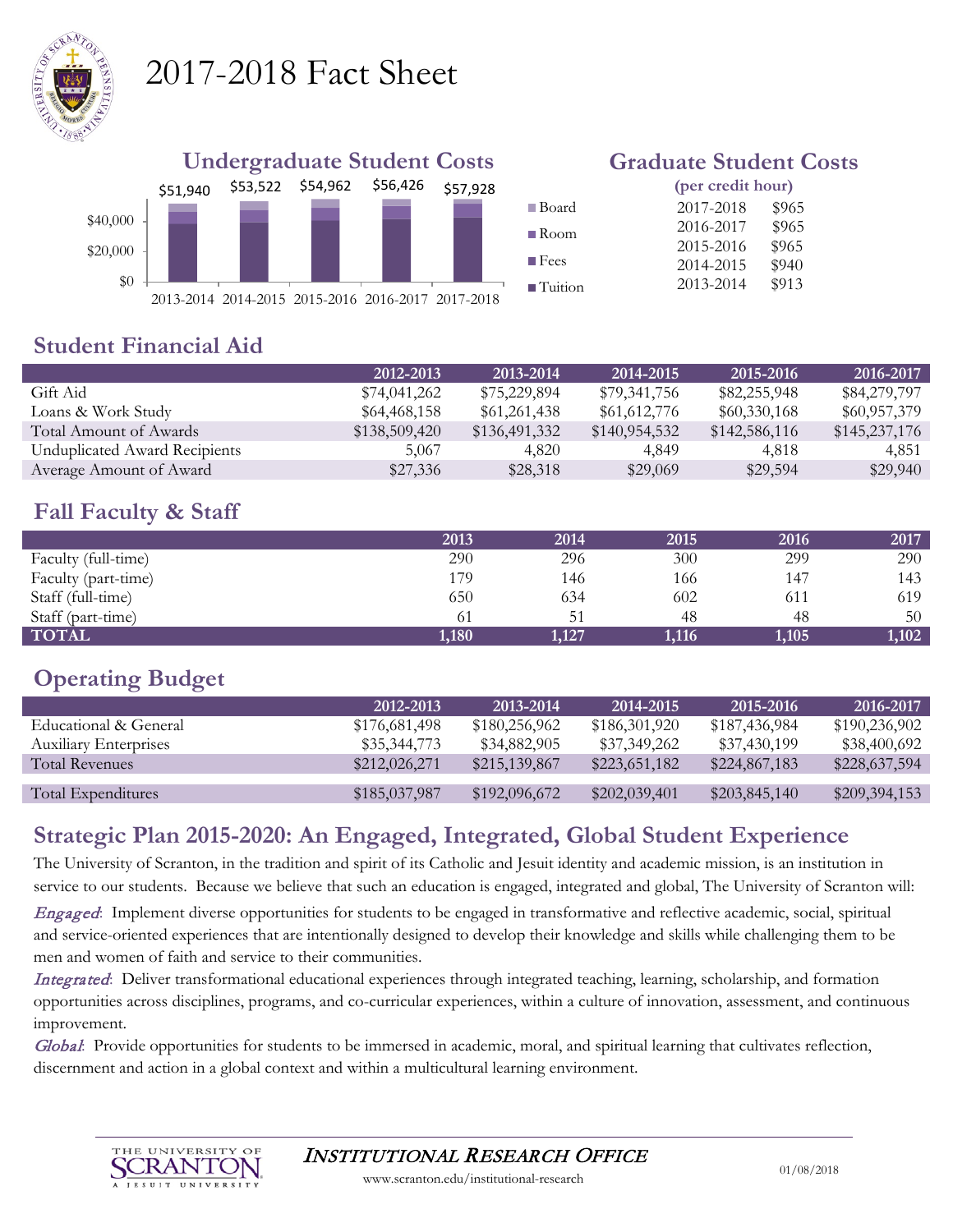# 2017-2018 Fact Sheet

## Undergraduate Student Costs

$51,940
$53,522
$54,962
$56,426
$57,928

$40,000
$20,000
$0

2013-2014 2014-2015 2015-2016 2016-2017 2017-2018

Board
Room
Fees
Tuition

## Graduate Student Costs

**(per credit hour)**

| | |
|---|---|
| 2017-2018 | $965 |
| 2016-2017 | $965 |
| 2015-2016 | $965 |
| 2014-2015 | $940 |
| 2013-2014 | $913 |

## Student Financial Aid

| | 2012-2013 | 2013-2014 | 2014-2015 | 2015-2016 | 2016-2017 |
|---|---|---|---|---|---|
| Gift Aid | $74,041,262 | $75,229,894 | $79,341,756 | $82,255,948 | $84,279,797 |
| Loans & Work Study | $64,468,158 | $61,261,438 | $61,612,776 | $60,330,168 | $60,957,379 |
| Total Amount of Awards | $138,509,420 | $136,491,332 | $140,954,532 | $142,586,116 | $145,237,176 |
| Unduplicated Award Recipients | 5,067 | 4,820 | 4,849 | 4,818 | 4,851 |
| Average Amount of Award | $27,336 | $28,318 | $29,069 | $29,594 | $29,940 |

## Fall Faculty & Staff

| | 2013 | 2014 | 2015 | 2016 | 2017 |
|---|---|---|---|---|---|
| Faculty (full-time) | 290 | 296 | 300 | 299 | 290 |
| Faculty (part-time) | 179 | 146 | 166 | 147 | 143 |
| Staff (full-time) | 650 | 634 | 602 | 611 | 619 |
| Staff (part-time) | 61 | 51 | 48 | 48 | 50 |
| **TOTAL** | **1,180** | **1,127** | **1,116** | **1,105** | **1,102** |

## Operating Budget

| | 2012-2013 | 2013-2014 | 2014-2015 | 2015-2016 | 2016-2017 |
|---|---|---|---|---|---|
| Educational & General | $176,681,498 | $180,256,962 | $186,301,920 | $187,436,984 | $190,236,902 |
| Auxiliary Enterprises | $35,344,773 | $34,882,905 | $37,349,262 | $37,430,199 | $38,400,692 |
| Total Revenues | $212,026,271 | $215,139,867 | $223,651,182 | $224,867,183 | $228,637,594 |
| Total Expenditures | $185,037,987 | $192,096,672 | $202,039,401 | $203,845,140 | $209,394,153 |

## Strategic Plan 2015-2020: An Engaged, Integrated, Global Student Experience

The University of Scranton, in the tradition and spirit of its Catholic and Jesuit identity and academic mission, is an institution in service to our students. Because we believe that such an education is engaged, integrated and global, The University of Scranton will:

*Engaged*: Implement diverse opportunities for students to be engaged in transformative and reflective academic, social, spiritual and service-oriented experiences that are intentionally designed to develop their knowledge and skills while challenging them to be men and women of faith and service to their communities.

*Integrated*: Deliver transformational educational experiences through integrated teaching, learning, scholarship, and formation opportunities across disciplines, programs, and co-curricular experiences, within a culture of innovation, assessment, and continuous improvement.

*Global*: Provide opportunities for students to be immersed in academic, moral, and spiritual learning that cultivates reflection, discernment and action in a global context and within a multicultural learning environment.

*INSTITUTIONAL RESEARCH OFFICE*

www.scranton.edu/institutional-research

01/08/2018